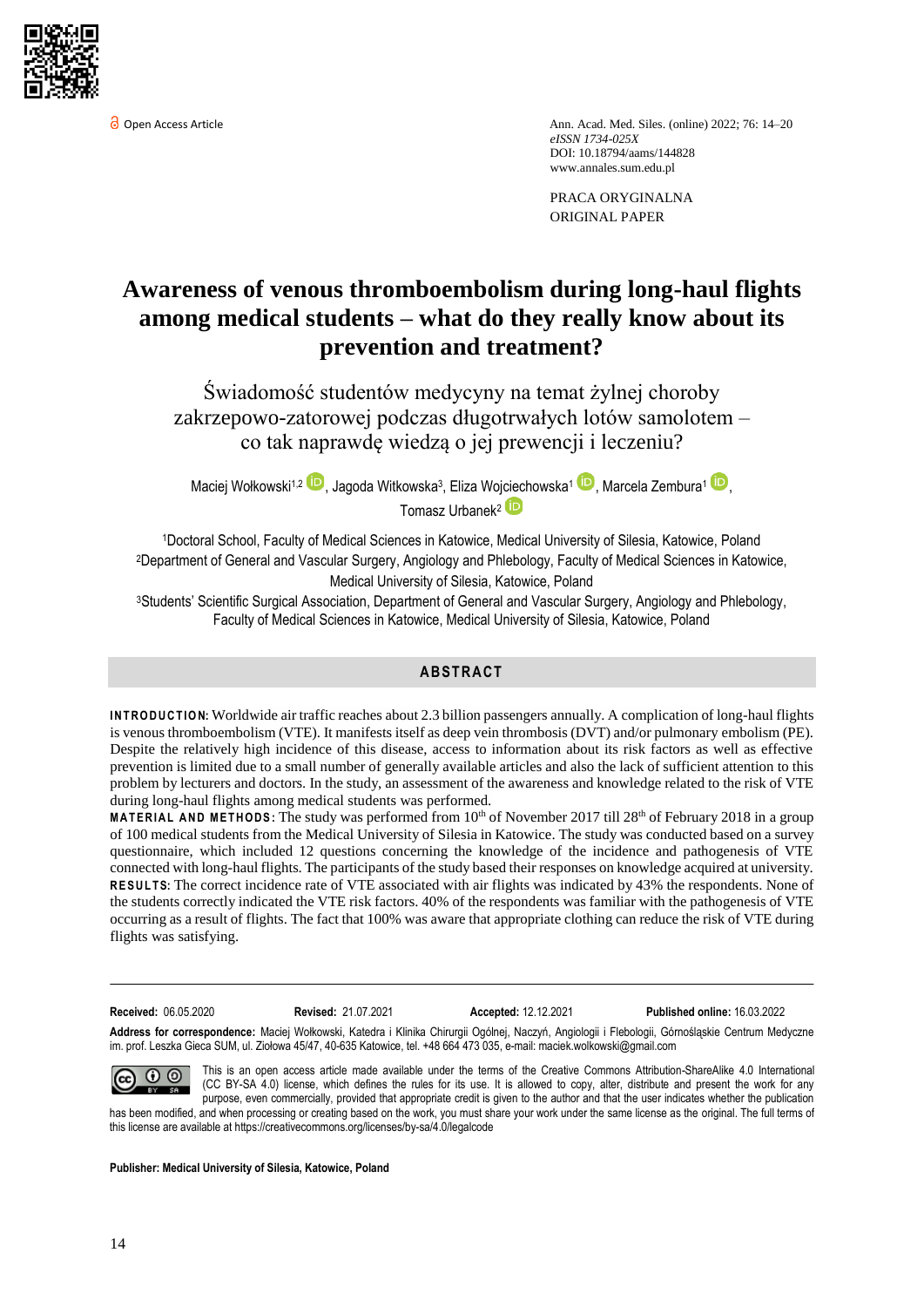Open Access Article

Ann. Acad. Med. Siles. (online) 2022; 76: 14–20
*eISSN 1734-025X*
DOI: 10.18794/aams/144828
www.annales.sum.edu.pl

PRACA ORYGINALNA
ORIGINAL PAPER

# Awareness of venous thromboembolism during long-haul flights among medical students – what do they really know about its prevention and treatment?

## Świadomość studentów medycyny na temat żylnej choroby zakrzepowo-zatorowej podczas długotrwałych lotów samolotem – co tak naprawdę wiedzą o jej prewencji i leczeniu?

Maciej Wołkowski[1,2], Jagoda Witkowska[3], Eliza Wojciechowska[1], Marcela Zembura[1], Tomasz Urbanek[2]

[1]Doctoral School, Faculty of Medical Sciences in Katowice, Medical University of Silesia, Katowice, Poland
[2]Department of General and Vascular Surgery, Angiology and Phlebology, Faculty of Medical Sciences in Katowice, Medical University of Silesia, Katowice, Poland
[3]Students' Scientific Surgical Association, Department of General and Vascular Surgery, Angiology and Phlebology, Faculty of Medical Sciences in Katowice, Medical University of Silesia, Katowice, Poland

## ABSTRACT

**INTRODUCTION:** Worldwide air traffic reaches about 2.3 billion passengers annually. A complication of long-haul flights is venous thromboembolism (VTE). It manifests itself as deep vein thrombosis (DVT) and/or pulmonary embolism (PE). Despite the relatively high incidence of this disease, access to information about its risk factors as well as effective prevention is limited due to a small number of generally available articles and also the lack of sufficient attention to this problem by lecturers and doctors. In the study, an assessment of the awareness and knowledge related to the risk of VTE during long-haul flights among medical students was performed.

**MATERIAL AND METHODS:** The study was performed from 10th of November 2017 till 28th of February 2018 in a group of 100 medical students from the Medical University of Silesia in Katowice. The study was conducted based on a survey questionnaire, which included 12 questions concerning the knowledge of the incidence and pathogenesis of VTE connected with long-haul flights. The participants of the study based their responses on knowledge acquired at university.

**RESULTS:** The correct incidence rate of VTE associated with air flights was indicated by 43% the respondents. None of the students correctly indicated the VTE risk factors. 40% of the respondents was familiar with the pathogenesis of VTE occurring as a result of flights. The fact that 100% was aware that appropriate clothing can reduce the risk of VTE during flights was satisfying.

---

**Received:** 06.05.2020 **Revised:** 21.07.2021 **Accepted:** 12.12.2021 **Published online:** 16.03.2022

**Address for correspondence:** Maciej Wołkowski, Katedra i Klinika Chirurgii Ogólnej, Naczyń, Angiologii i Flebologii, Górnośląskie Centrum Medyczne im. prof. Leszka Gieca SUM, ul. Ziołowa 45/47, 40-635 Katowice, tel. +48 664 473 035, e-mail: maciek.wolkowski@gmail.com

This is an open access article made available under the terms of the Creative Commons Attribution-ShareAlike 4.0 International (CC BY-SA 4.0) license, which defines the rules for its use. It is allowed to copy, alter, distribute and present the work for any purpose, even commercially, provided that appropriate credit is given to the author and that the user indicates whether the publication has been modified, and when processing or creating based on the work, you must share your work under the same license as the original. The full terms of this license are available at https://creativecommons.org/licenses/by-sa/4.0/legalcode

**Publisher: Medical University of Silesia, Katowice, Poland**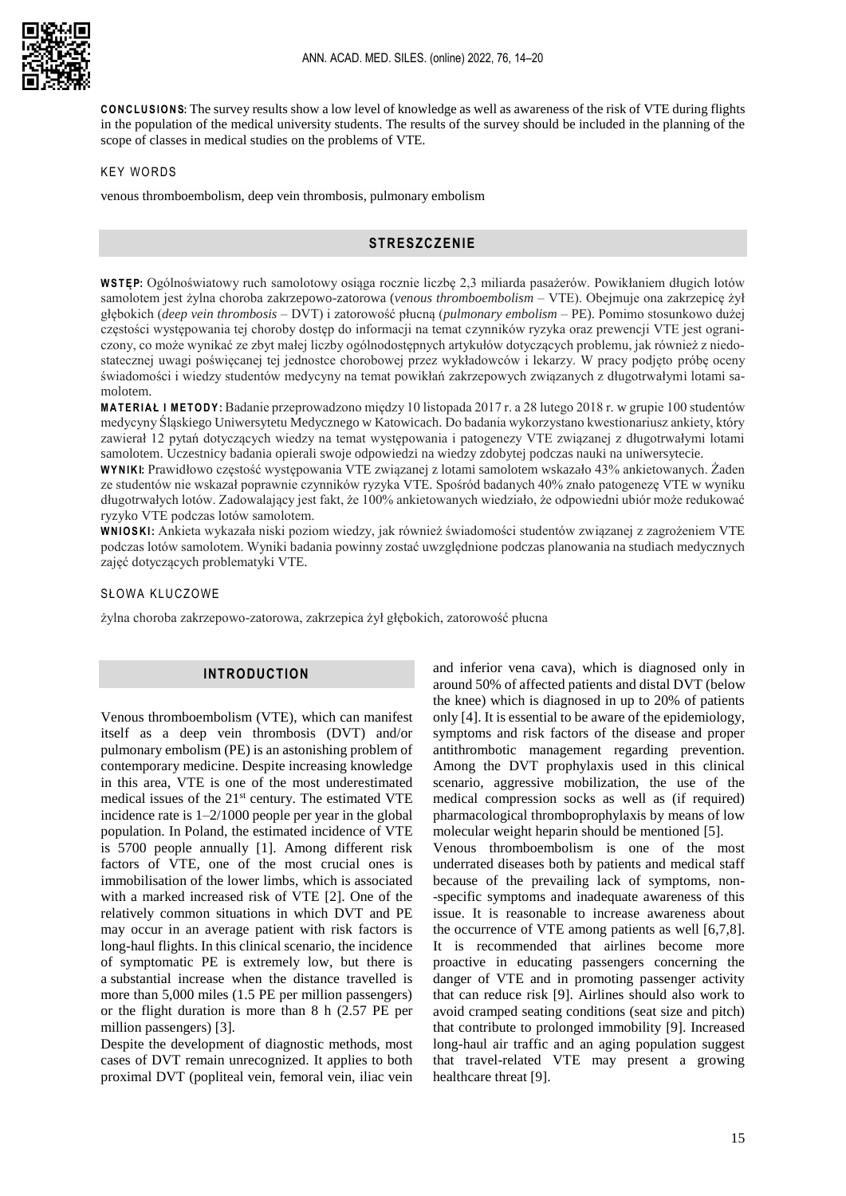**CONCLUSIONS:** The survey results show a low level of knowledge as well as awareness of the risk of VTE during flights in the population of the medical university students. The results of the survey should be included in the planning of the scope of classes in medical studies on the problems of VTE.

KEY WORDS

venous thromboembolism, deep vein thrombosis, pulmonary embolism

## STRESZCZENIE

**WSTĘP:** Ogólnoświatowy ruch samolotowy osiąga rocznie liczbę 2,3 miliarda pasażerów. Powikłaniem długich lotów samolotem jest żylna choroba zakrzepowo-zatorowa (*venous thromboembolism* – VTE). Obejmuje ona zakrzepicę żył głębokich (*deep vein thrombosis* – DVT) i zatorowość płucną (*pulmonary embolism* – PE). Pomimo stosunkowo dużej częstości występowania tej choroby dostęp do informacji na temat czynników ryzyka oraz prewencji VTE jest ograniczony, co może wynikać ze zbyt małej liczby ogólnodostępnych artykułów dotyczących problemu, jak również z niedostatecznej uwagi poświęcanej tej jednostce chorobowej przez wykładowców i lekarzy. W pracy podjęto próbę oceny świadomości i wiedzy studentów medycyny na temat powikłań zakrzepowych związanych z długotrwałymi lotami samolotem.

**MATERIAŁ I METODY:** Badanie przeprowadzono między 10 listopada 2017 r. a 28 lutego 2018 r. w grupie 100 studentów medycyny Śląskiego Uniwersytetu Medycznego w Katowicach. Do badania wykorzystano kwestionariusz ankiety, który zawierał 12 pytań dotyczących wiedzy na temat występowania i patogenezy VTE związanej z długotrwałymi lotami samolotem. Uczestnicy badania opierali swoje odpowiedzi na wiedzy zdobytej podczas nauki na uniwersytecie.

**WYNIKI:** Prawidłowo częstość występowania VTE związanej z lotami samolotem wskazało 43% ankietowanych. Żaden ze studentów nie wskazał poprawnie czynników ryzyka VTE. Spośród badanych 40% znało patogenezę VTE w wyniku długotrwałych lotów. Zadowalający jest fakt, że 100% ankietowanych wiedziało, że odpowiedni ubiór może redukować ryzyko VTE podczas lotów samolotem.

**WNIOSKI:** Ankieta wykazała niski poziom wiedzy, jak również świadomości studentów związanej z zagrożeniem VTE podczas lotów samolotem. Wyniki badania powinny zostać uwzględnione podczas planowania na studiach medycznych zajęć dotyczących problematyki VTE.

SŁOWA KLUCZOWE

żylna choroba zakrzepowo-zatorowa, zakrzepica żył głębokich, zatorowość płucna

## INTRODUCTION

Venous thromboembolism (VTE), which can manifest itself as a deep vein thrombosis (DVT) and/or pulmonary embolism (PE) is an astonishing problem of contemporary medicine. Despite increasing knowledge in this area, VTE is one of the most underestimated medical issues of the 21st century. The estimated VTE incidence rate is 1–2/1000 people per year in the global population. In Poland, the estimated incidence of VTE is 5700 people annually [1]. Among different risk factors of VTE, one of the most crucial ones is immobilisation of the lower limbs, which is associated with a marked increased risk of VTE [2]. One of the relatively common situations in which DVT and PE may occur in an average patient with risk factors is long-haul flights. In this clinical scenario, the incidence of symptomatic PE is extremely low, but there is a substantial increase when the distance travelled is more than 5,000 miles (1.5 PE per million passengers) or the flight duration is more than 8 h (2.57 PE per million passengers) [3].

Despite the development of diagnostic methods, most cases of DVT remain unrecognized. It applies to both proximal DVT (popliteal vein, femoral vein, iliac vein and inferior vena cava), which is diagnosed only in around 50% of affected patients and distal DVT (below the knee) which is diagnosed in up to 20% of patients only [4]. It is essential to be aware of the epidemiology, symptoms and risk factors of the disease and proper antithrombotic management regarding prevention. Among the DVT prophylaxis used in this clinical scenario, aggressive mobilization, the use of the medical compression socks as well as (if required) pharmacological thromboprophylaxis by means of low molecular weight heparin should be mentioned [5].

Venous thromboembolism is one of the most underrated diseases both by patients and medical staff because of the prevailing lack of symptoms, non-specific symptoms and inadequate awareness of this issue. It is reasonable to increase awareness about the occurrence of VTE among patients as well [6,7,8]. It is recommended that airlines become more proactive in educating passengers concerning the danger of VTE and in promoting passenger activity that can reduce risk [9]. Airlines should also work to avoid cramped seating conditions (seat size and pitch) that contribute to prolonged immobility [9]. Increased long-haul air traffic and an aging population suggest that travel-related VTE may present a growing healthcare threat [9].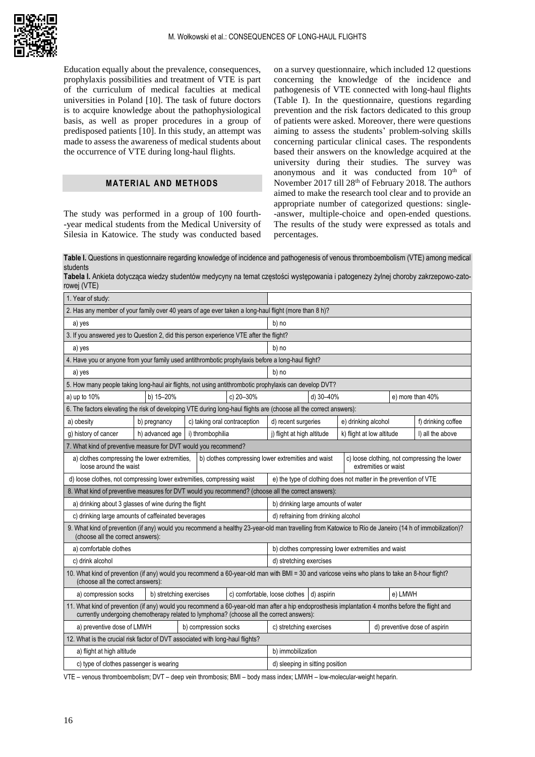Education equally about the prevalence, consequences, prophylaxis possibilities and treatment of VTE is part of the curriculum of medical faculties at medical universities in Poland [10]. The task of future doctors is to acquire knowledge about the pathophysiological basis, as well as proper procedures in a group of predisposed patients [10]. In this study, an attempt was made to assess the awareness of medical students about the occurrence of VTE during long-haul flights.

## MATERIAL AND METHODS

The study was performed in a group of 100 fourth-year medical students from the Medical University of Silesia in Katowice. The study was conducted based on a survey questionnaire, which included 12 questions concerning the knowledge of the incidence and pathogenesis of VTE connected with long-haul flights (Table I). In the questionnaire, questions regarding prevention and the risk factors dedicated to this group of patients were asked. Moreover, there were questions aiming to assess the students' problem-solving skills concerning particular clinical cases. The respondents based their answers on the knowledge acquired at the university during their studies. The survey was anonymous and it was conducted from 10th of November 2017 till 28th of February 2018. The authors aimed to make the research tool clear and to provide an appropriate number of categorized questions: single-answer, multiple-choice and open-ended questions. The results of the study were expressed as totals and percentages.

**Table I.** Questions in questionnaire regarding knowledge of incidence and pathogenesis of venous thromboembolism (VTE) among medical students

**Tabela I.** Ankieta dotycząca wiedzy studentów medycyny na temat częstości występowania i patogenezy żylnej choroby zakrzepowo-zatorowej (VTE)

| 1. Year of study: | | | | | |
|---|---|---|---|---|---|
| 2. Has any member of your family over 40 years of age ever taken a long-haul flight (more than 8 h)? | | | | | |
| a) yes | | | b) no | | |
| 3. If you answered *yes* to Question 2, did this person experience VTE after the flight? | | | | | |
| a) yes | | | b) no | | |
| 4. Have you or anyone from your family used antithrombotic prophylaxis before a long-haul flight? | | | | | |
| a) yes | | | b) no | | |
| 5. How many people taking long-haul air flights, not using antithrombotic prophylaxis can develop DVT? | | | | | |
| a) up to 10% | b) 15–20% | c) 20–30% | d) 30–40% | e) more than 40% | |
| 6. The factors elevating the risk of developing VTE during long-haul flights are (choose all the correct answers): | | | | | |
| a) obesity | b) pregnancy | c) taking oral contraception | d) recent surgeries | e) drinking alcohol | f) drinking coffee |
| g) history of cancer | h) advanced age | i) thrombophilia | j) flight at high altitude | k) flight at low altitude | l) all the above |
| 7. What kind of preventive measure for DVT would you recommend? | | | | | |
| a) clothes compressing the lower extremities, loose around the waist | | b) clothes compressing lower extremities and waist | | c) loose clothing, not compressing the lower extremities or waist | |
| d) loose clothes, not compressing lower extremities, compressing waist | | | e) the type of clothing does not matter in the prevention of VTE | | |
| 8. What kind of preventive measures for DVT would you recommend? (choose all the correct answers): | | | | | |
| a) drinking about 3 glasses of wine during the flight | | | b) drinking large amounts of water | | |
| c) drinking large amounts of caffeinated beverages | | | d) refraining from drinking alcohol | | |
| 9. What kind of prevention (if any) would you recommend a healthy 23-year-old man travelling from Katowice to Rio de Janeiro (14 h of immobilization)? (choose all the correct answers): | | | | | |
| a) comfortable clothes | | | b) clothes compressing lower extremities and waist | | |
| c) drink alcohol | | | d) stretching exercises | | |
| 10. What kind of prevention (if any) would you recommend a 60-year-old man with BMI = 30 and varicose veins who plans to take an 8-hour flight? (choose all the correct answers): | | | | | |
| a) compression socks | b) stretching exercises | c) comfortable, loose clothes | d) aspirin | e) LMWH | |
| 11. What kind of prevention (if any) would you recommend a 60-year-old man after a hip endoprosthesis implantation 4 months before the flight and currently undergoing chemotherapy related to lymphoma? (choose all the correct answers): | | | | | |
| a) preventive dose of LMWH | b) compression socks | | c) stretching exercises | d) preventive dose of aspirin | |
| 12. What is the crucial risk factor of DVT associated with long-haul flights? | | | | | |
| a) flight at high altitude | | | b) immobilization | | |
| c) type of clothes passenger is wearing | | | d) sleeping in sitting position | | |

VTE – venous thromboembolism; DVT – deep vein thrombosis; BMI – body mass index; LMWH – low-molecular-weight heparin.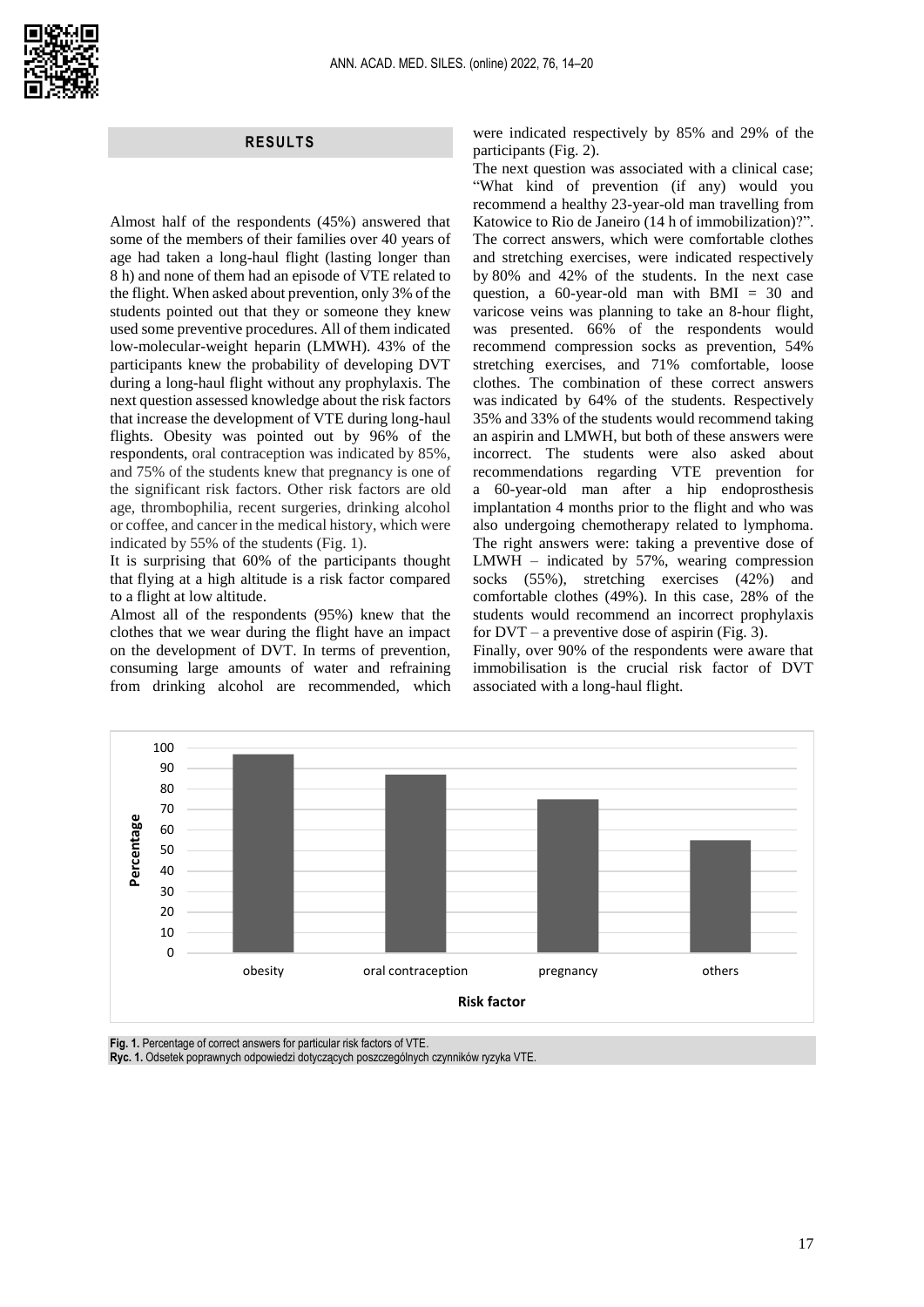## RESULTS

Almost half of the respondents (45%) answered that some of the members of their families over 40 years of age had taken a long-haul flight (lasting longer than 8 h) and none of them had an episode of VTE related to the flight. When asked about prevention, only 3% of the students pointed out that they or someone they knew used some preventive procedures. All of them indicated low-molecular-weight heparin (LMWH). 43% of the participants knew the probability of developing DVT during a long-haul flight without any prophylaxis. The next question assessed knowledge about the risk factors that increase the development of VTE during long-haul flights. Obesity was pointed out by 96% of the respondents, oral contraception was indicated by 85%, and 75% of the students knew that pregnancy is one of the significant risk factors. Other risk factors are old age, thrombophilia, recent surgeries, drinking alcohol or coffee, and cancer in the medical history, which were indicated by 55% of the students (Fig. 1).

It is surprising that 60% of the participants thought that flying at a high altitude is a risk factor compared to a flight at low altitude.

Almost all of the respondents (95%) knew that the clothes that we wear during the flight have an impact on the development of DVT. In terms of prevention, consuming large amounts of water and refraining from drinking alcohol are recommended, which were indicated respectively by 85% and 29% of the participants (Fig. 2).

The next question was associated with a clinical case; "What kind of prevention (if any) would you recommend a healthy 23-year-old man travelling from Katowice to Rio de Janeiro (14 h of immobilization)?". The correct answers, which were comfortable clothes and stretching exercises, were indicated respectively by 80% and 42% of the students. In the next case question, a 60-year-old man with BMI = 30 and varicose veins was planning to take an 8-hour flight, was presented. 66% of the respondents would recommend compression socks as prevention, 54% stretching exercises, and 71% comfortable, loose clothes. The combination of these correct answers was indicated by 64% of the students. Respectively 35% and 33% of the students would recommend taking an aspirin and LMWH, but both of these answers were incorrect. The students were also asked about recommendations regarding VTE prevention for a 60-year-old man after a hip endoprosthesis implantation 4 months prior to the flight and who was also undergoing chemotherapy related to lymphoma. The right answers were: taking a preventive dose of LMWH – indicated by 57%, wearing compression socks (55%), stretching exercises (42%) and comfortable clothes (49%). In this case, 28% of the students would recommend an incorrect prophylaxis for DVT – a preventive dose of aspirin (Fig. 3).

Finally, over 90% of the respondents were aware that immobilisation is the crucial risk factor of DVT associated with a long-haul flight.

**Fig. 1.** Percentage of correct answers for particular risk factors of VTE.
**Ryc. 1.** Odsetek poprawnych odpowiedzi dotyczących poszczególnych czynników ryzyka VTE.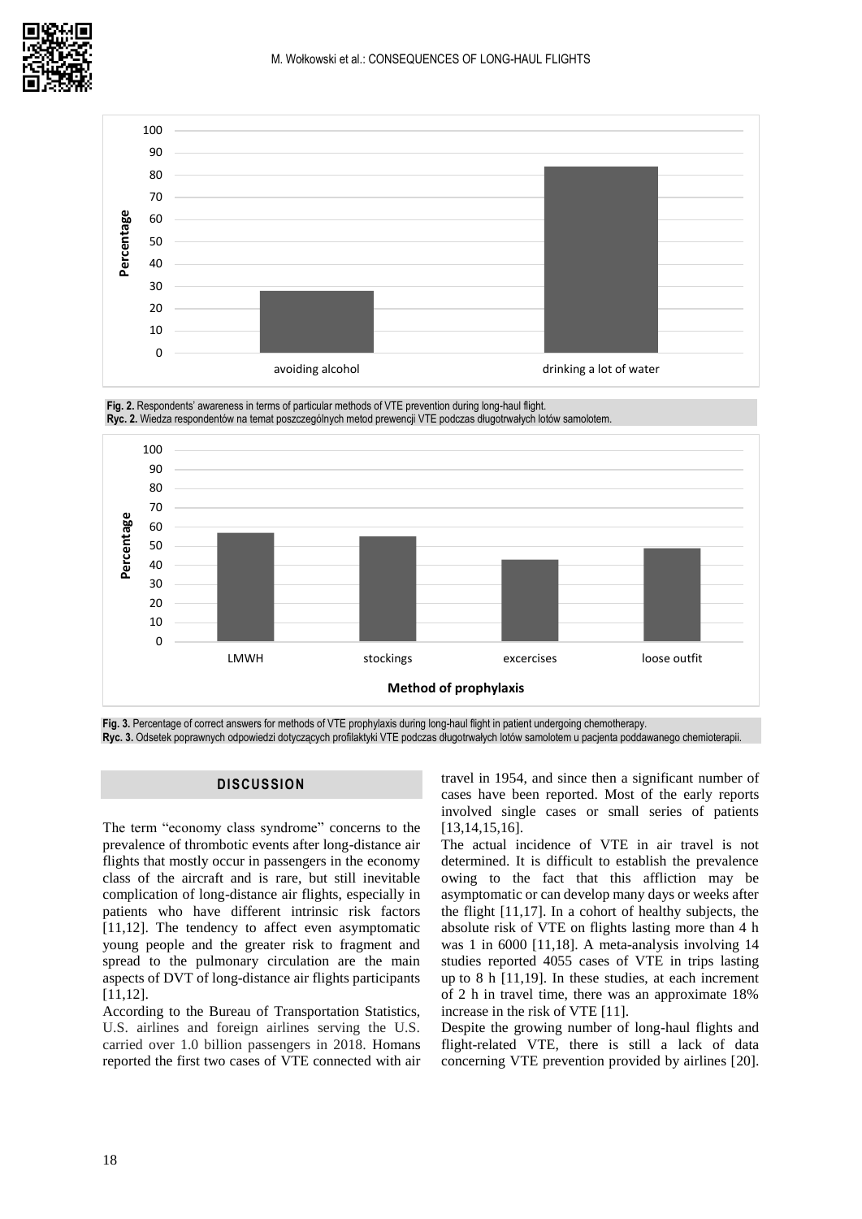Fig. 2. Respondents' awareness in terms of particular methods of VTE prevention during long-haul flight.
Ryc. 2. Wiedza respondentów na temat poszczególnych metod prewencji VTE podczas długotrwałych lotów samolotem.

Fig. 3. Percentage of correct answers for methods of VTE prophylaxis during long-haul flight in patient undergoing chemotherapy.
Ryc. 3. Odsetek poprawnych odpowiedzi dotyczących profilaktyki VTE podczas długotrwałych lotów samolotem u pacjenta poddawanego chemioterapii.

## DISCUSSION

The term "economy class syndrome" concerns to the prevalence of thrombotic events after long-distance air flights that mostly occur in passengers in the economy class of the aircraft and is rare, but still inevitable complication of long-distance air flights, especially in patients who have different intrinsic risk factors [11,12]. The tendency to affect even asymptomatic young people and the greater risk to fragment and spread to the pulmonary circulation are the main aspects of DVT of long-distance air flights participants [11,12].

According to the Bureau of Transportation Statistics, U.S. airlines and foreign airlines serving the U.S. carried over 1.0 billion passengers in 2018. Homans reported the first two cases of VTE connected with air travel in 1954, and since then a significant number of cases have been reported. Most of the early reports involved single cases or small series of patients [13,14,15,16].

The actual incidence of VTE in air travel is not determined. It is difficult to establish the prevalence owing to the fact that this affliction may be asymptomatic or can develop many days or weeks after the flight [11,17]. In a cohort of healthy subjects, the absolute risk of VTE on flights lasting more than 4 h was 1 in 6000 [11,18]. A meta-analysis involving 14 studies reported 4055 cases of VTE in trips lasting up to 8 h [11,19]. In these studies, at each increment of 2 h in travel time, there was an approximate 18% increase in the risk of VTE [11].

Despite the growing number of long-haul flights and flight-related VTE, there is still a lack of data concerning VTE prevention provided by airlines [20].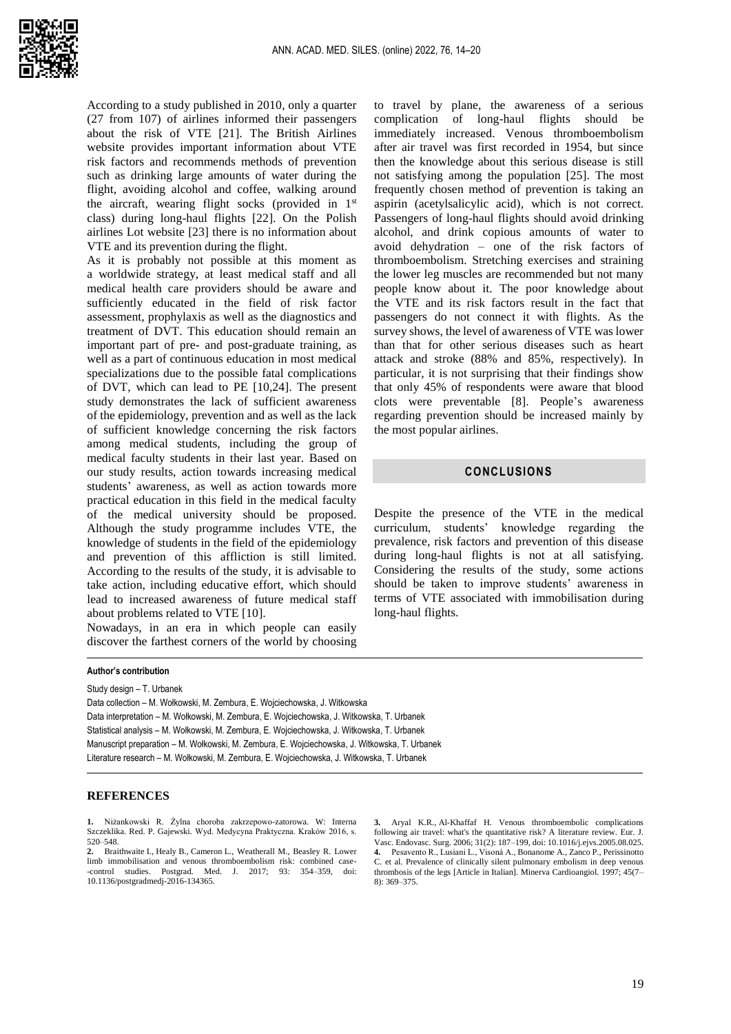According to a study published in 2010, only a quarter (27 from 107) of airlines informed their passengers about the risk of VTE [21]. The British Airlines website provides important information about VTE risk factors and recommends methods of prevention such as drinking large amounts of water during the flight, avoiding alcohol and coffee, walking around the aircraft, wearing flight socks (provided in 1st class) during long-haul flights [22]. On the Polish airlines Lot website [23] there is no information about VTE and its prevention during the flight.

As it is probably not possible at this moment as a worldwide strategy, at least medical staff and all medical health care providers should be aware and sufficiently educated in the field of risk factor assessment, prophylaxis as well as the diagnostics and treatment of DVT. This education should remain an important part of pre- and post-graduate training, as well as a part of continuous education in most medical specializations due to the possible fatal complications of DVT, which can lead to PE [10,24]. The present study demonstrates the lack of sufficient awareness of the epidemiology, prevention and as well as the lack of sufficient knowledge concerning the risk factors among medical students, including the group of medical faculty students in their last year. Based on our study results, action towards increasing medical students' awareness, as well as action towards more practical education in this field in the medical faculty of the medical university should be proposed. Although the study programme includes VTE, the knowledge of students in the field of the epidemiology and prevention of this affliction is still limited. According to the results of the study, it is advisable to take action, including educative effort, which should lead to increased awareness of future medical staff about problems related to VTE [10].

Nowadays, in an era in which people can easily discover the farthest corners of the world by choosing to travel by plane, the awareness of a serious complication of long-haul flights should be immediately increased. Venous thromboembolism after air travel was first recorded in 1954, but since then the knowledge about this serious disease is still not satisfying among the population [25]. The most frequently chosen method of prevention is taking an aspirin (acetylsalicylic acid), which is not correct. Passengers of long-haul flights should avoid drinking alcohol, and drink copious amounts of water to avoid dehydration – one of the risk factors of thromboembolism. Stretching exercises and straining the lower leg muscles are recommended but not many people know about it. The poor knowledge about the VTE and its risk factors result in the fact that passengers do not connect it with flights. As the survey shows, the level of awareness of VTE was lower than that for other serious diseases such as heart attack and stroke (88% and 85%, respectively). In particular, it is not surprising that their findings show that only 45% of respondents were aware that blood clots were preventable [8]. People's awareness regarding prevention should be increased mainly by the most popular airlines.

## CONCLUSIONS

Despite the presence of the VTE in the medical curriculum, students' knowledge regarding the prevalence, risk factors and prevention of this disease during long-haul flights is not at all satisfying. Considering the results of the study, some actions should be taken to improve students' awareness in terms of VTE associated with immobilisation during long-haul flights.

**Author's contribution**

Study design – T. Urbanek

Data collection – M. Wołkowski, M. Zembura, E. Wojciechowska, J. Witkowska

Data interpretation – M. Wołkowski, M. Zembura, E. Wojciechowska, J. Witkowska, T. Urbanek

Statistical analysis – M. Wołkowski, M. Zembura, E. Wojciechowska, J. Witkowska, T. Urbanek

Manuscript preparation – M. Wołkowski, M. Zembura, E. Wojciechowska, J. Witkowska, T. Urbanek

Literature research – M. Wołkowski, M. Zembura, E. Wojciechowska, J. Witkowska, T. Urbanek

## REFERENCES

1. Niżankowski R. Żylna choroba zakrzepowo-zatorowa. W: Interna Szczeklika. Red. P. Gajewski. Wyd. Medycyna Praktyczna. Kraków 2016, s. 520–548.
2. Braithwaite I., Healy B., Cameron L., Weatherall M., Beasley R. Lower limb immobilisation and venous thromboembolism risk: combined case-control studies. Postgrad. Med. J. 2017; 93: 354–359, doi: 10.1136/postgradmedj-2016-134365.
3. Aryal K.R., Al-Khaffaf H. Venous thromboembolic complications following air travel: what's the quantitative risk? A literature review. Eur. J. Vasc. Endovasc. Surg. 2006; 31(2): 187–199, doi: 10.1016/j.ejvs.2005.08.025.
4. Pesavento R., Lusiani L., Visonà A., Bonanome A., Zanco P., Perissinotto C. et al. Prevalence of clinically silent pulmonary embolism in deep venous thrombosis of the legs [Article in Italian]. Minerva Cardioangiol. 1997; 45(7–8): 369–375.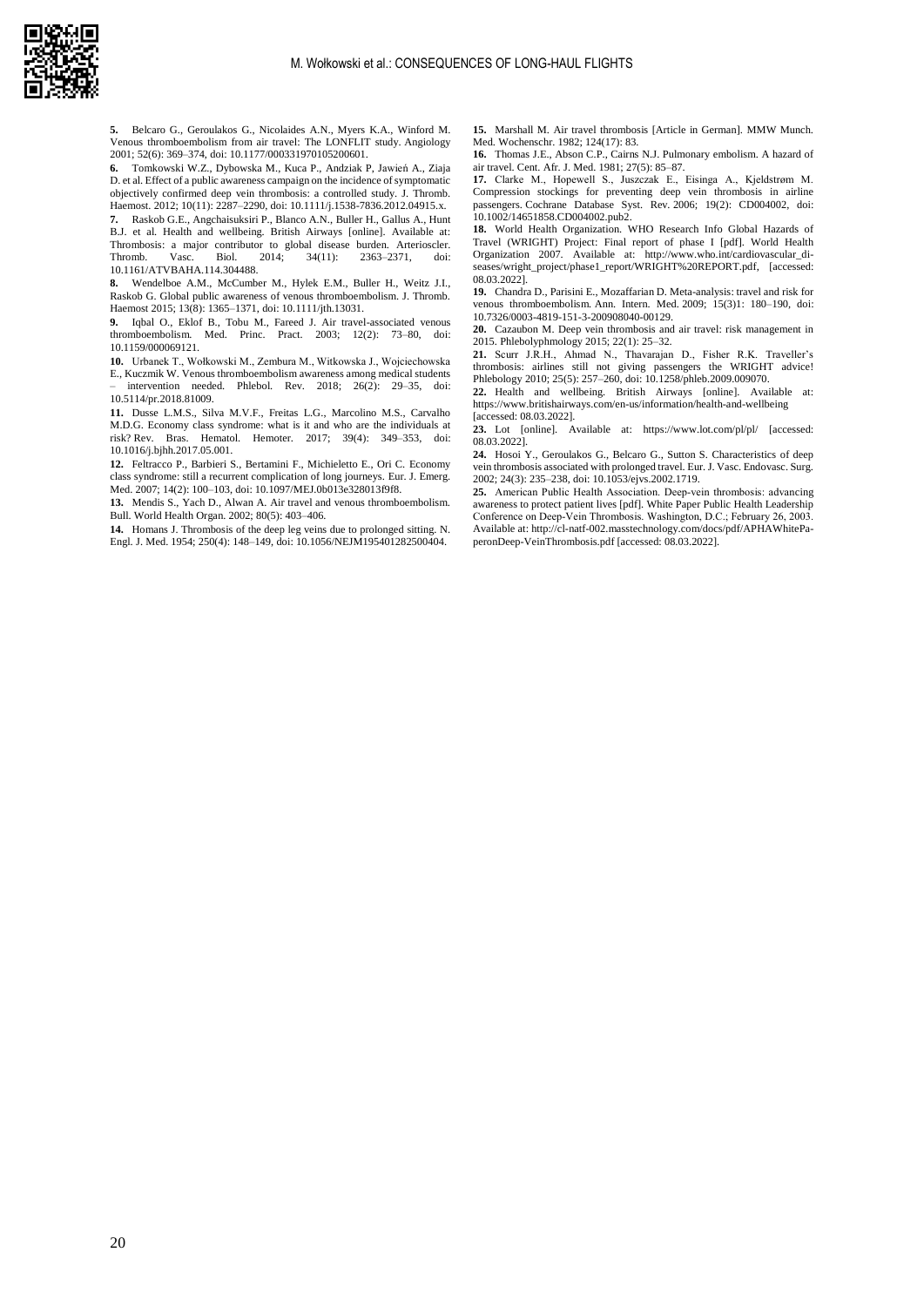**5.** Belcaro G., Geroulakos G., Nicolaides A.N., Myers K.A., Winford M. Venous thromboembolism from air travel: The LONFLIT study. Angiology 2001; 52(6): 369–374, doi: 10.1177/000331970105200601.

**6.** Tomkowski W.Z., Dybowska M., Kuca P., Andziak P, Jawień A., Ziaja D. et al. Effect of a public awareness campaign on the incidence of symptomatic objectively confirmed deep vein thrombosis: a controlled study. J. Thromb. Haemost. 2012; 10(11): 2287–2290, doi: 10.1111/j.1538-7836.2012.04915.x.

**7.** Raskob G.E., Angchaisuksiri P., Blanco A.N., Buller H., Gallus A., Hunt B.J. et al. Health and wellbeing. British Airways [online]. Available at: Thrombosis: a major contributor to global disease burden. Arterioscler. Thromb. Vasc. Biol. 2014; 34(11): 2363–2371, doi: 10.1161/ATVBAHA.114.304488.

**8.** Wendelboe A.M., McCumber M., Hylek E.M., Buller H., Weitz J.I., Raskob G. Global public awareness of venous thromboembolism. J. Thromb. Haemost 2015; 13(8): 1365–1371, doi: 10.1111/jth.13031.

**9.** Iqbal O., Eklof B., Tobu M., Fareed J. Air travel-associated venous thromboembolism. Med. Princ. Pract. 2003; 12(2): 73–80, doi: 10.1159/000069121.

**10.** Urbanek T., Wołkowski M., Zembura M., Witkowska J., Wojciechowska E., Kuczmik W. Venous thromboembolism awareness among medical students – intervention needed. Phlebol. Rev. 2018; 26(2): 29–35, doi: 10.5114/pr.2018.81009.

**11.** Dusse L.M.S., Silva M.V.F., Freitas L.G., Marcolino M.S., Carvalho M.D.G. Economy class syndrome: what is it and who are the individuals at risk? Rev. Bras. Hematol. Hemoter. 2017; 39(4): 349–353, doi: 10.1016/j.bjhh.2017.05.001.

**12.** Feltracco P., Barbieri S., Bertamini F., Michieletto E., Ori C. Economy class syndrome: still a recurrent complication of long journeys. Eur. J. Emerg. Med. 2007; 14(2): 100–103, doi: 10.1097/MEJ.0b013e328013f9f8.

**13.** Mendis S., Yach D., Alwan A. Air travel and venous thromboembolism. Bull. World Health Organ. 2002; 80(5): 403–406.

**14.** Homans J. Thrombosis of the deep leg veins due to prolonged sitting. N. Engl. J. Med. 1954; 250(4): 148–149, doi: 10.1056/NEJM195401282500404.

**15.** Marshall M. Air travel thrombosis [Article in German]. MMW Munch. Med. Wochenschr. 1982; 124(17): 83.

**16.** Thomas J.E., Abson C.P., Cairns N.J. Pulmonary embolism. A hazard of air travel. Cent. Afr. J. Med. 1981; 27(5): 85–87.

**17.** Clarke M., Hopewell S., Juszczak E., Eisinga A., Kjeldstrøm M. Compression stockings for preventing deep vein thrombosis in airline passengers. Cochrane Database Syst. Rev. 2006; 19(2): CD004002, doi: 10.1002/14651858.CD004002.pub2.

**18.** World Health Organization. WHO Research Info Global Hazards of Travel (WRIGHT) Project: Final report of phase I [pdf]. World Health Organization 2007. Available at: http://www.who.int/cardiovascular_diseases/wright_project/phase1_report/WRIGHT%20REPORT.pdf, [accessed: 08.03.2022].

**19.** Chandra D., Parisini E., Mozaffarian D. Meta-analysis: travel and risk for venous thromboembolism. Ann. Intern. Med. 2009; 15(3)1: 180–190, doi: 10.7326/0003-4819-151-3-200908040-00129.

**20.** Cazaubon M. Deep vein thrombosis and air travel: risk management in 2015. Phlebolyphmology 2015; 22(1): 25–32.

**21.** Scurr J.R.H., Ahmad N., Thavarajan D., Fisher R.K. Traveller's thrombosis: airlines still not giving passengers the WRIGHT advice! Phlebology 2010; 25(5): 257–260, doi: 10.1258/phleb.2009.009070.

**22.** Health and wellbeing. British Airways [online]. Available at: https://www.britishairways.com/en-us/information/health-and-wellbeing [accessed: 08.03.2022].

**23.** Lot [online]. Available at: https://www.lot.com/pl/pl/ [accessed: 08.03.2022].

**24.** Hosoi Y., Geroulakos G., Belcaro G., Sutton S. Characteristics of deep vein thrombosis associated with prolonged travel. Eur. J. Vasc. Endovasc. Surg. 2002; 24(3): 235–238, doi: 10.1053/ejvs.2002.1719.

**25.** American Public Health Association. Deep-vein thrombosis: advancing awareness to protect patient lives [pdf]. White Paper Public Health Leadership Conference on Deep-Vein Thrombosis. Washington, D.C.; February 26, 2003. Available at: http://cl-natf-002.masstechnology.com/docs/pdf/APHAWhitePaperonDeep-VeinThrombosis.pdf [accessed: 08.03.2022].